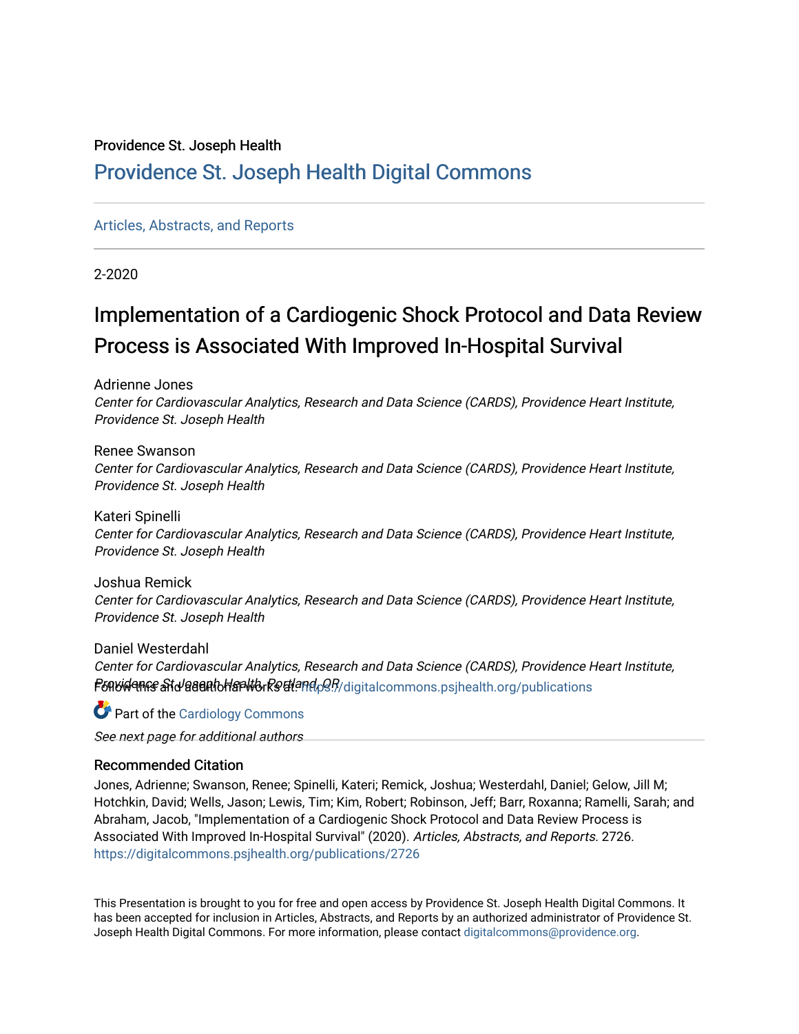Providence St. Joseph Health

# Providence St. Joseph Health Digital Commons

Articles, Abstracts, and Reports

2-2020

# Implementation of a Cardiogenic Shock Protocol and Data Review Process is Associated With Improved In-Hospital Survival

Adrienne Jones
*Center for Cardiovascular Analytics, Research and Data Science (CARDS), Providence Heart Institute, Providence St. Joseph Health*

Renee Swanson
*Center for Cardiovascular Analytics, Research and Data Science (CARDS), Providence Heart Institute, Providence St. Joseph Health*

Kateri Spinelli
*Center for Cardiovascular Analytics, Research and Data Science (CARDS), Providence Heart Institute, Providence St. Joseph Health*

Joshua Remick
*Center for Cardiovascular Analytics, Research and Data Science (CARDS), Providence Heart Institute, Providence St. Joseph Health*

Daniel Westerdahl
*Center for Cardiovascular Analytics, Research and Data Science (CARDS), Providence Heart Institute, Providence St. Joseph Health, Portland, OR*

Follow this and additional works at: https://digitalcommons.psjhealth.org/publications

Part of the Cardiology Commons

*See next page for additional authors*

## Recommended Citation

Jones, Adrienne; Swanson, Renee; Spinelli, Kateri; Remick, Joshua; Westerdahl, Daniel; Gelow, Jill M; Hotchkin, David; Wells, Jason; Lewis, Tim; Kim, Robert; Robinson, Jeff; Barr, Roxanna; Ramelli, Sarah; and Abraham, Jacob, "Implementation of a Cardiogenic Shock Protocol and Data Review Process is Associated With Improved In-Hospital Survival" (2020). *Articles, Abstracts, and Reports*. 2726.
https://digitalcommons.psjhealth.org/publications/2726

This Presentation is brought to you for free and open access by Providence St. Joseph Health Digital Commons. It has been accepted for inclusion in Articles, Abstracts, and Reports by an authorized administrator of Providence St. Joseph Health Digital Commons. For more information, please contact digitalcommons@providence.org.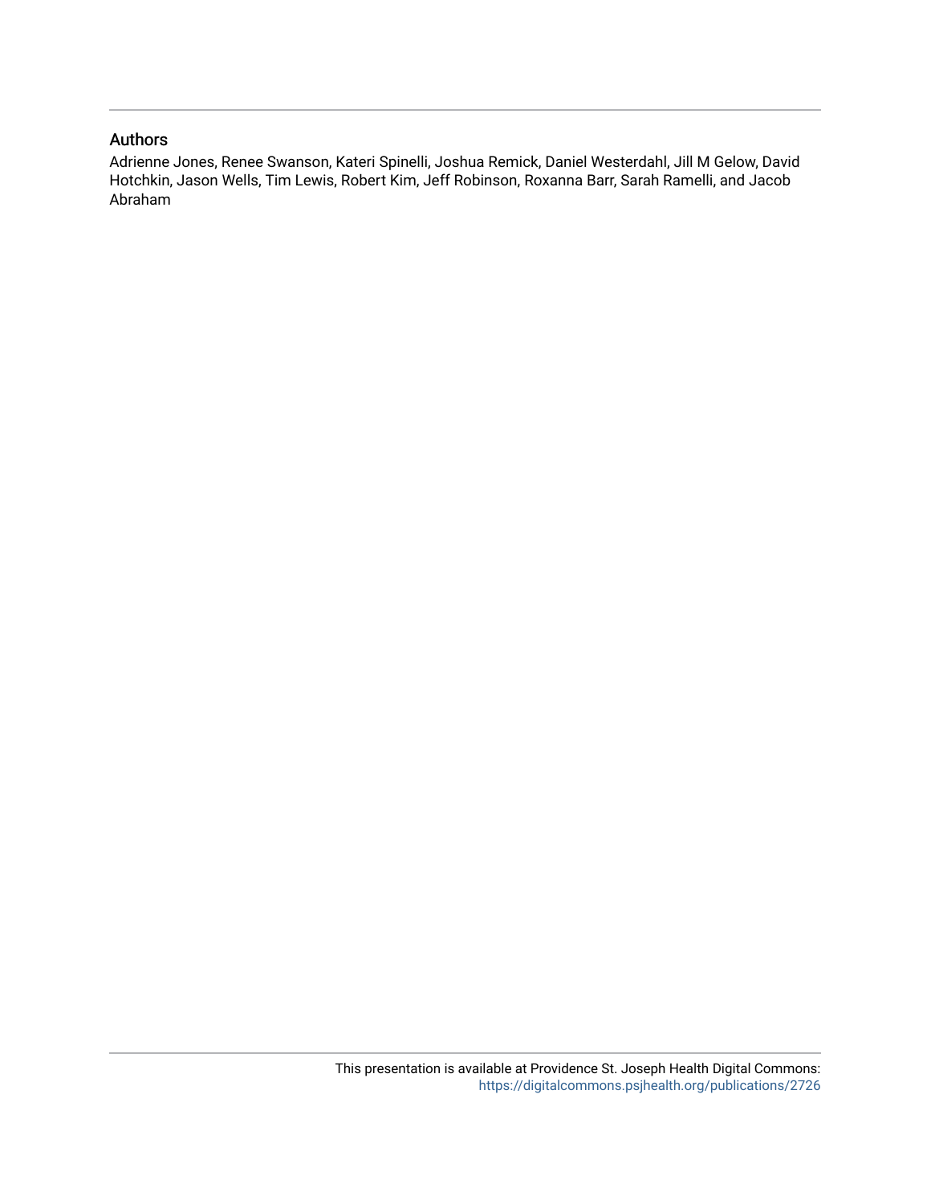## Authors

Adrienne Jones, Renee Swanson, Kateri Spinelli, Joshua Remick, Daniel Westerdahl, Jill M Gelow, David Hotchkin, Jason Wells, Tim Lewis, Robert Kim, Jeff Robinson, Roxanna Barr, Sarah Ramelli, and Jacob Abraham

This presentation is available at Providence St. Joseph Health Digital Commons: https://digitalcommons.psjhealth.org/publications/2726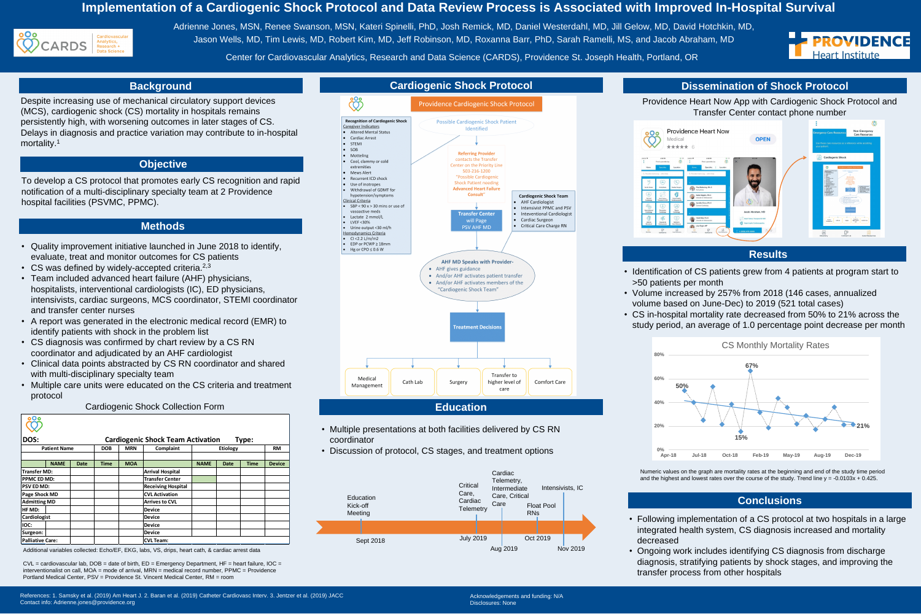# Implementation of a Cardiogenic Shock Protocol and Data Review Process is Associated with Improved In-Hospital Survival

Adrienne Jones, MSN, Renee Swanson, MSN, Kateri Spinelli, PhD, Josh Remick, MD, Daniel Westerdahl, MD, Jill Gelow, MD, David Hotchkin, MD, Jason Wells, MD, Tim Lewis, MD, Robert Kim, MD, Jeff Robinson, MD, Roxanna Barr, PhD, Sarah Ramelli, MS, and Jacob Abraham, MD

Center for Cardiovascular Analytics, Research and Data Science (CARDS), Providence St. Joseph Health, Portland, OR

## Background

Despite increasing use of mechanical circulatory support devices (MCS), cardiogenic shock (CS) mortality in hospitals remains persistently high, with worsening outcomes in later stages of CS. Delays in diagnosis and practice variation may contribute to in-hospital mortality.[1]

## Objective

To develop a CS protocol that promotes early CS recognition and rapid notification of a multi-disciplinary specialty team at 2 Providence hospital facilities (PSVMC, PPMC).

## Methods

- Quality improvement initiative launched in June 2018 to identify, evaluate, treat and monitor outcomes for CS patients
- CS was defined by widely-accepted criteria.[2,3]
- Team included advanced heart failure (AHF) physicians, hospitalists, interventional cardiologists (IC), ED physicians, intensivists, cardiac surgeons, MCS coordinator, STEMI coordinator and transfer center nurses
- A report was generated in the electronic medical record (EMR) to identify patients with shock in the problem list
- CS diagnosis was confirmed by chart review by a CS RN coordinator and adjudicated by an AHF cardiologist
- Clinical data points abstracted by CS RN coordinator and shared with multi-disciplinary specialty team
- Multiple care units were educated on the CS criteria and treatment protocol

Cardiogenic Shock Collection Form

DOS: Cardiogenic Shock Team Activation Type:

| Patient Name | DOB | MRN | Complaint | | Etiology | | | RM |
|---|---|---|---|---|---|---|---|---|
| NAME | Date | Time | MOA | | NAME | Date | Time | Device |
| Transfer MD: | | | | Arrival Hospital | | | | |
| PPMC ED MD: | | | | Transfer Center | | | | |
| PSV ED MD: | | | | Receiving Hospital | | | | |
| Page Shock MD | | | | CVL Activation | | | | |
| Admitting MD | | | | Arrives to CVL | | | | |
| HF MD: | | | | Device | | | | |
| Cardiologist | | | | Device | | | | |
| IOC: | | | | Device | | | | |
| Surgeon: | | | | Device | | | | |
| Palliative Care: | | | | CVL Team: | | | | |

Additional variables collected: Echo/EF, EKG, labs, VS, drips, heart cath, & cardiac arrest data

CVL = cardiovascular lab, DOB = date of birth, ED = Emergency Department, HF = heart failure, IOC = interventionalist on call, MOA = mode of arrival, MRN = medical record number, PPMC = Providence Portland Medical Center, PSV = Providence St. Vincent Medical Center, RM = room

## Cardiogenic Shock Protocol

Providence Cardiogenic Shock Protocol

**Recognition of Cardiogenic Shock**

Caregiver Indicators
- Altered Mental Status
- Cardiac Arrest
- STEMI
- SOB
- Motteling
- Cool, clammy or cold extremities
- Mews Alert
- Recurrent ICD shock
- Use of inotropes
- Withdrawal of GDMT for hypotension/symptoms

Clinical Criteria
- SBP < 90 x > 30 mins or use of vasoactive meds
- Lactate 2 mmol/L
- LVEF <30%
- Urine output <30 ml/h

Hemodynamics Criteria
- CI <2.2 L/m/m2
- EDP or PCWP ≥ 18mm
- Hg or CPO ≤ 0.6 W

Possible Cardiogenic Shock Patient Identified

Referring Provider contacts the Transfer Center on the Priority Line 503-216-1200 "Possible Cardiogenic Shock Patient needing Advanced Heart Failure Consult"

Transfer Center will Page PSV AHF MD

**Cardiogenic Shock Team**
- AHF Cardiologist
- Intensivist PPMC and PSV
- Interventional Cardiologist
- Cardiac Surgeon
- Critical Care Charge RN

AHF MD Speaks with Provider-
- AHF gives guidance
- And/or AHF activates patient transfer
- And/or AHF activates members of the "Cardiogenic Shock Team"

Treatment Decisions

Medical Management | Cath Lab | Surgery | Transfer to higher level of care | Comfort Care

## Education

- Multiple presentations at both facilities delivered by CS RN coordinator
- Discussion of protocol, CS stages, and treatment options

Sept 2018: Education Kick-off Meeting
July 2019: Critical Care, Cardiac Telemetry
Aug 2019: Cardiac Telemetry, Intermediate Care, Critical Care
Oct 2019: Float Pool RNs
Nov 2019: Intensivists, IC

## Dissemination of Shock Protocol

Providence Heart Now App with Cardiogenic Shock Protocol and Transfer Center contact phone number

## Results

- Identification of CS patients grew from 4 patients at program start to >50 patients per month
- Volume increased by 257% from 2018 (146 cases, annualized volume based on June-Dec) to 2019 (521 total cases)
- CS in-hospital mortality rate decreased from 50% to 21% across the study period, an average of 1.0 percentage point decrease per month

CS Monthly Mortality Rates

80%
60%
40%
20%
0%
Apr-18 Jul-18 Oct-18 Feb-19 May-19 Aug-19 Dec-19
50%
67%
15%
21%

Numeric values on the graph are mortality rates at the beginning and end of the study time period and the highest and lowest rates over the course of the study. Trend line y = -0.0103x + 0.425.

## Conclusions

- Following implementation of a CS protocol at two hospitals in a large integrated health system, CS diagnosis increased and mortality decreased
- Ongoing work includes identifying CS diagnosis from discharge diagnosis, stratifying patients by shock stages, and improving the transfer process from other hospitals

References: 1. Samsky et al. (2019) Am Heart J. 2. Baran et al. (2019) Catheter Cardiovasc Interv. 3. Jentzer et al. (2019) JACC
Contact info: Adrienne.jones@providence.org

Acknowledgements and funding: N/A
Disclosures: None